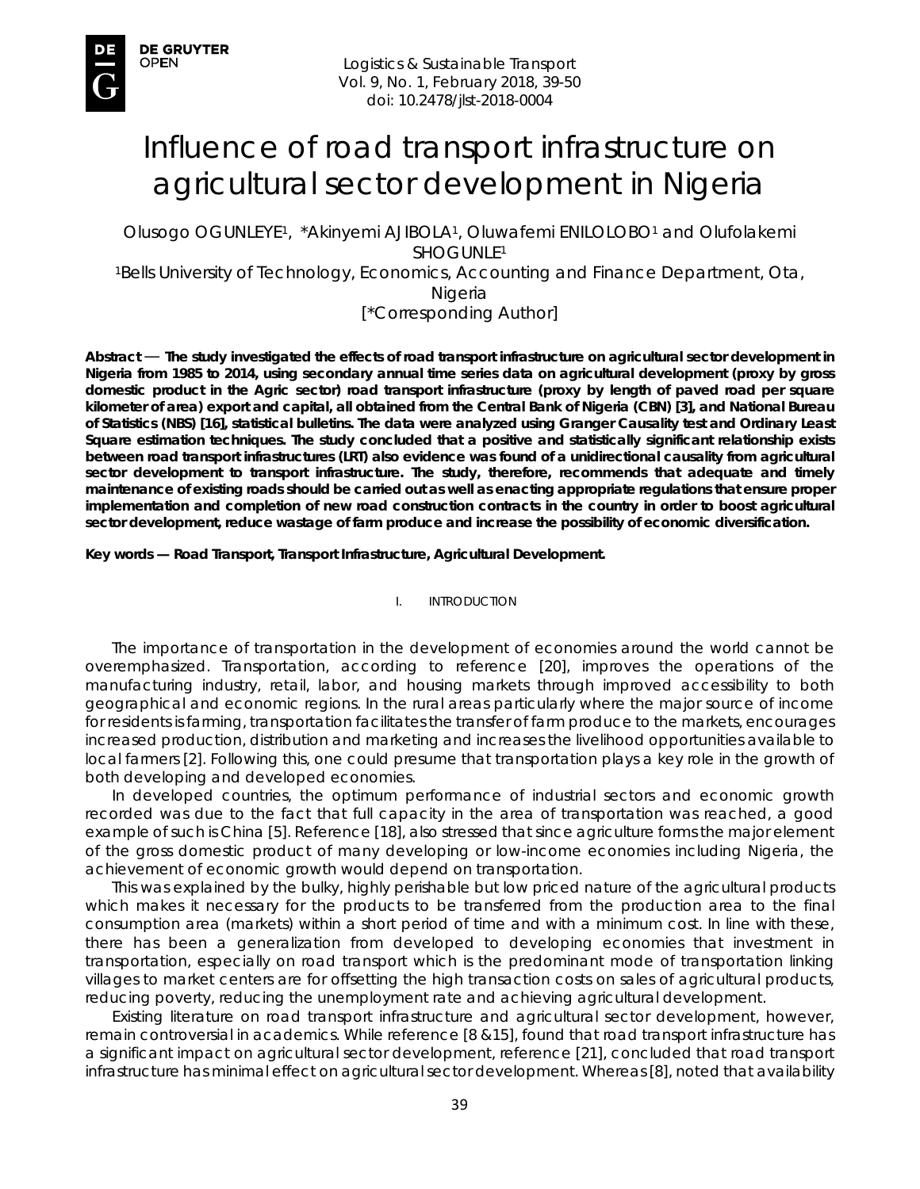# Influence of road transport infrastructure on agricultural sector development in Nigeria

Olusogo OGUNLEYE[1], *Akinyemi AJIBOLA[1], Oluwafemi ENILOLOBO[1] and Olufolakemi SHOGUNLE[1]

[1]Bells University of Technology, Economics, Accounting and Finance Department, Ota, Nigeria

[*Corresponding Author]

**Abstract — The study investigated the effects of road transport infrastructure on agricultural sector development in Nigeria from 1985 to 2014, using secondary annual time series data on agricultural development (proxy by gross domestic product in the Agric sector) road transport infrastructure (proxy by length of paved road per square kilometer of area) export and capital, all obtained from the Central Bank of Nigeria (CBN) [3], and National Bureau of Statistics (NBS) [16], statistical bulletins. The data were analyzed using Granger Causality test and Ordinary Least Square estimation techniques. The study concluded that a positive and statistically significant relationship exists between road transport infrastructures (LRT) also evidence was found of a unidirectional causality from agricultural sector development to transport infrastructure. The study, therefore, recommends that adequate and timely maintenance of existing roads should be carried out as well as enacting appropriate regulations that ensure proper implementation and completion of new road construction contracts in the country in order to boost agricultural sector development, reduce wastage of farm produce and increase the possibility of economic diversification.**

**Key words — Road Transport, Transport Infrastructure, Agricultural Development.**

## I. INTRODUCTION

The importance of transportation in the development of economies around the world cannot be overemphasized. Transportation, according to reference [20], improves the operations of the manufacturing industry, retail, labor, and housing markets through improved accessibility to both geographical and economic regions. In the rural areas particularly where the major source of income for residents is farming, transportation facilitates the transfer of farm produce to the markets, encourages increased production, distribution and marketing and increases the livelihood opportunities available to local farmers [2]. Following this, one could presume that transportation plays a key role in the growth of both developing and developed economies.

In developed countries, the optimum performance of industrial sectors and economic growth recorded was due to the fact that full capacity in the area of transportation was reached, a good example of such is China [5]. Reference [18], also stressed that since agriculture forms the major element of the gross domestic product of many developing or low-income economies including Nigeria, the achievement of economic growth would depend on transportation.

This was explained by the bulky, highly perishable but low priced nature of the agricultural products which makes it necessary for the products to be transferred from the production area to the final consumption area (markets) within a short period of time and with a minimum cost. In line with these, there has been a generalization from developed to developing economies that investment in transportation, especially on road transport which is the predominant mode of transportation linking villages to market centers are for offsetting the high transaction costs on sales of agricultural products, reducing poverty, reducing the unemployment rate and achieving agricultural development.

Existing literature on road transport infrastructure and agricultural sector development, however, remain controversial in academics. While reference [8 &15], found that road transport infrastructure has a significant impact on agricultural sector development, reference [21], concluded that road transport infrastructure has minimal effect on agricultural sector development. Whereas [8], noted that availability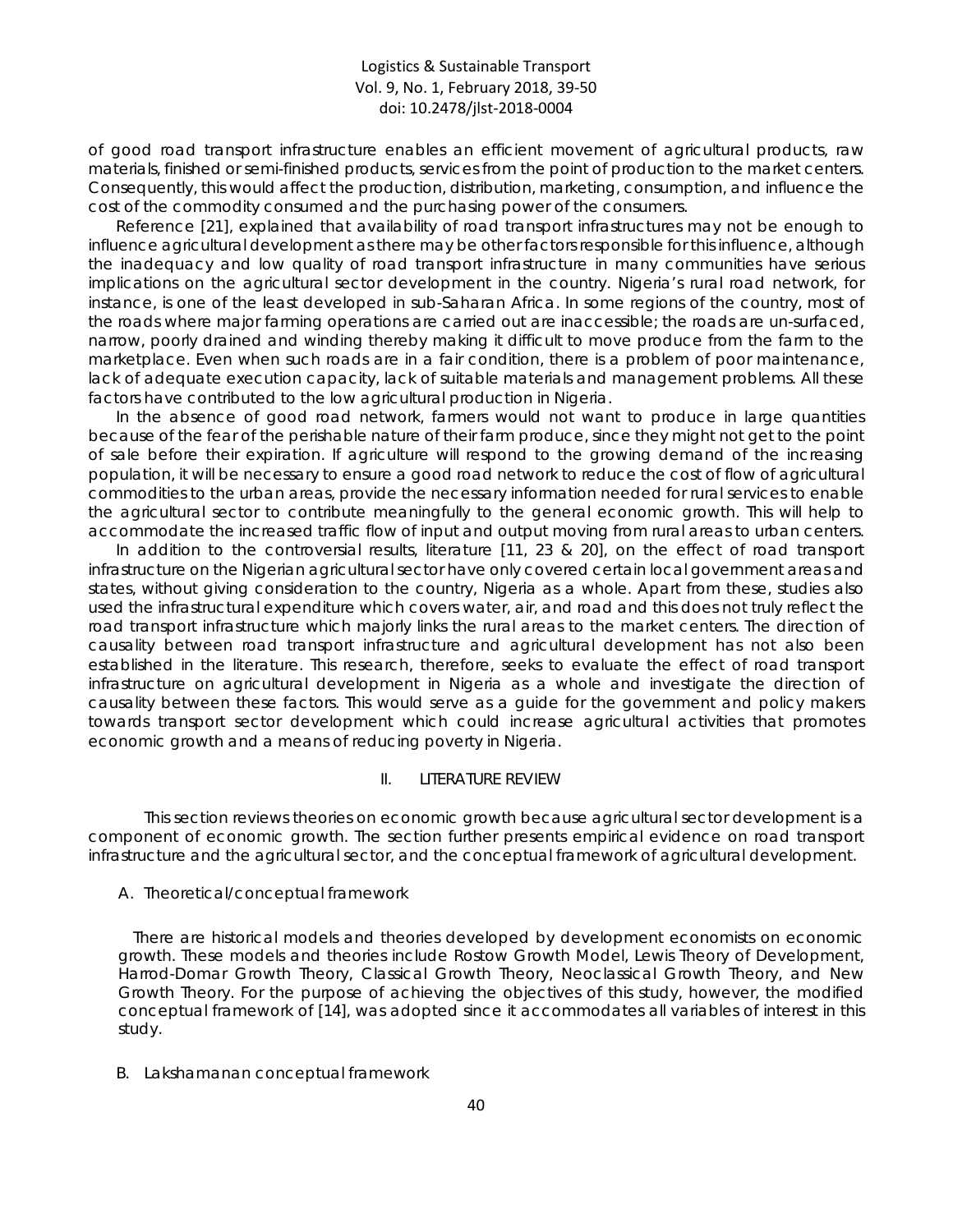of good road transport infrastructure enables an efficient movement of agricultural products, raw materials, finished or semi-finished products, services from the point of production to the market centers. Consequently, this would affect the production, distribution, marketing, consumption, and influence the cost of the commodity consumed and the purchasing power of the consumers.

Reference [21], explained that availability of road transport infrastructures may not be enough to influence agricultural development as there may be other factors responsible for this influence, although the inadequacy and low quality of road transport infrastructure in many communities have serious implications on the agricultural sector development in the country. Nigeria's rural road network, for instance, is one of the least developed in sub-Saharan Africa. In some regions of the country, most of the roads where major farming operations are carried out are inaccessible; the roads are un-surfaced, narrow, poorly drained and winding thereby making it difficult to move produce from the farm to the marketplace. Even when such roads are in a fair condition, there is a problem of poor maintenance, lack of adequate execution capacity, lack of suitable materials and management problems. All these factors have contributed to the low agricultural production in Nigeria.

In the absence of good road network, farmers would not want to produce in large quantities because of the fear of the perishable nature of their farm produce, since they might not get to the point of sale before their expiration. If agriculture will respond to the growing demand of the increasing population, it will be necessary to ensure a good road network to reduce the cost of flow of agricultural commodities to the urban areas, provide the necessary information needed for rural services to enable the agricultural sector to contribute meaningfully to the general economic growth. This will help to accommodate the increased traffic flow of input and output moving from rural areas to urban centers.

In addition to the controversial results, literature [11, 23 & 20], on the effect of road transport infrastructure on the Nigerian agricultural sector have only covered certain local government areas and states, without giving consideration to the country, Nigeria as a whole. Apart from these, studies also used the infrastructural expenditure which covers water, air, and road and this does not truly reflect the road transport infrastructure which majorly links the rural areas to the market centers. The direction of causality between road transport infrastructure and agricultural development has not also been established in the literature. This research, therefore, seeks to evaluate the effect of road transport infrastructure on agricultural development in Nigeria as a whole and investigate the direction of causality between these factors. This would serve as a guide for the government and policy makers towards transport sector development which could increase agricultural activities that promotes economic growth and a means of reducing poverty in Nigeria.

## II. LITERATURE REVIEW

This section reviews theories on economic growth because agricultural sector development is a component of economic growth. The section further presents empirical evidence on road transport infrastructure and the agricultural sector, and the conceptual framework of agricultural development.

### A. Theoretical/conceptual framework

There are historical models and theories developed by development economists on economic growth. These models and theories include Rostow Growth Model, Lewis Theory of Development, Harrod-Domar Growth Theory, Classical Growth Theory, Neoclassical Growth Theory, and New Growth Theory. For the purpose of achieving the objectives of this study, however, the modified conceptual framework of [14], was adopted since it accommodates all variables of interest in this study.

### B. Lakshamanan conceptual framework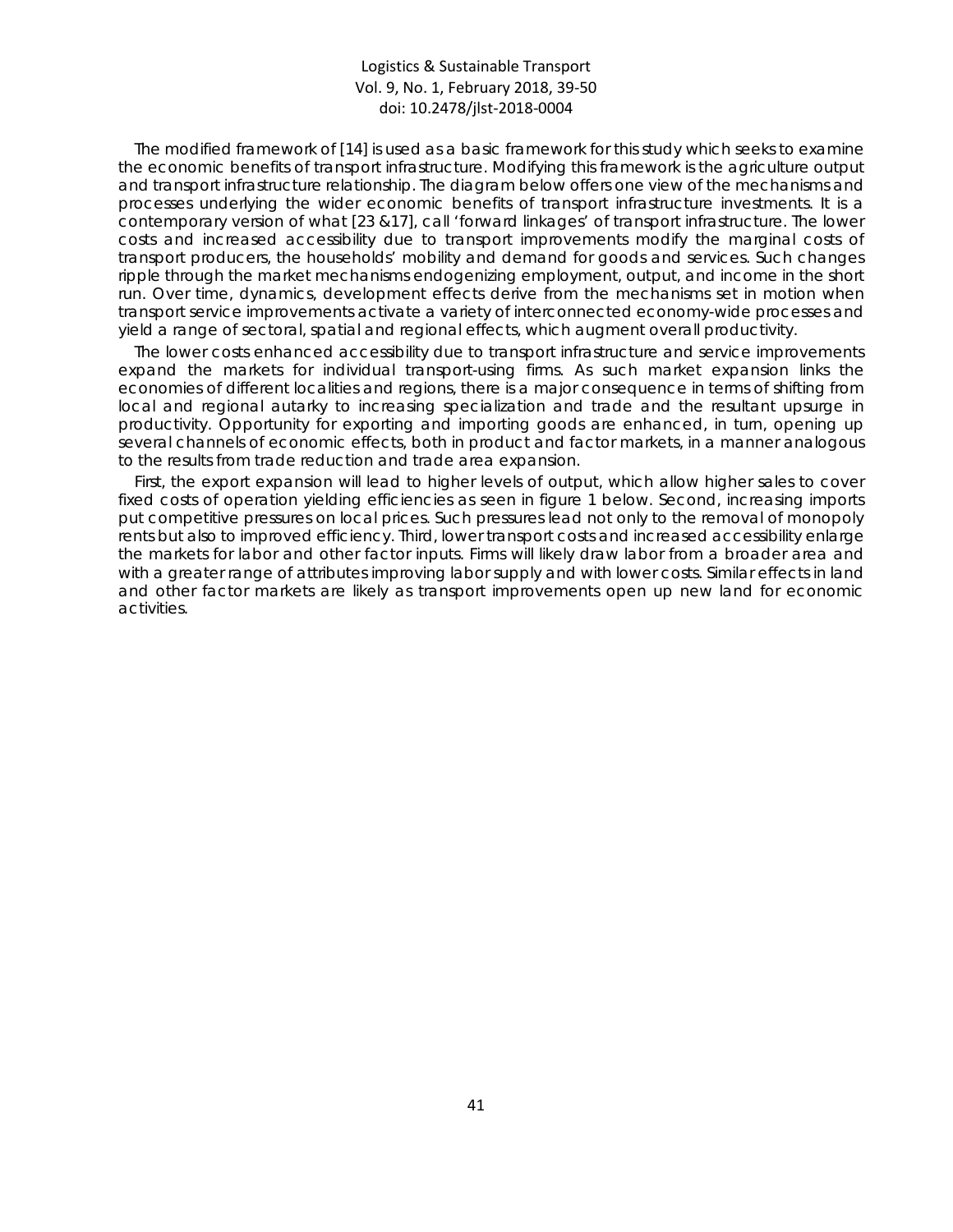The modified framework of [14] is used as a basic framework for this study which seeks to examine the economic benefits of transport infrastructure. Modifying this framework is the agriculture output and transport infrastructure relationship. The diagram below offers one view of the mechanisms and processes underlying the wider economic benefits of transport infrastructure investments. It is a contemporary version of what [23 &17], call 'forward linkages' of transport infrastructure. The lower costs and increased accessibility due to transport improvements modify the marginal costs of transport producers, the households' mobility and demand for goods and services. Such changes ripple through the market mechanisms endogenizing employment, output, and income in the short run. Over time, dynamics, development effects derive from the mechanisms set in motion when transport service improvements activate a variety of interconnected economy-wide processes and yield a range of sectoral, spatial and regional effects, which augment overall productivity.

The lower costs enhanced accessibility due to transport infrastructure and service improvements expand the markets for individual transport-using firms. As such market expansion links the economies of different localities and regions, there is a major consequence in terms of shifting from local and regional autarky to increasing specialization and trade and the resultant upsurge in productivity. Opportunity for exporting and importing goods are enhanced, in turn, opening up several channels of economic effects, both in product and factor markets, in a manner analogous to the results from trade reduction and trade area expansion.

First, the export expansion will lead to higher levels of output, which allow higher sales to cover fixed costs of operation yielding efficiencies as seen in figure 1 below. Second, increasing imports put competitive pressures on local prices. Such pressures lead not only to the removal of monopoly rents but also to improved efficiency. Third, lower transport costs and increased accessibility enlarge the markets for labor and other factor inputs. Firms will likely draw labor from a broader area and with a greater range of attributes improving labor supply and with lower costs. Similar effects in land and other factor markets are likely as transport improvements open up new land for economic activities.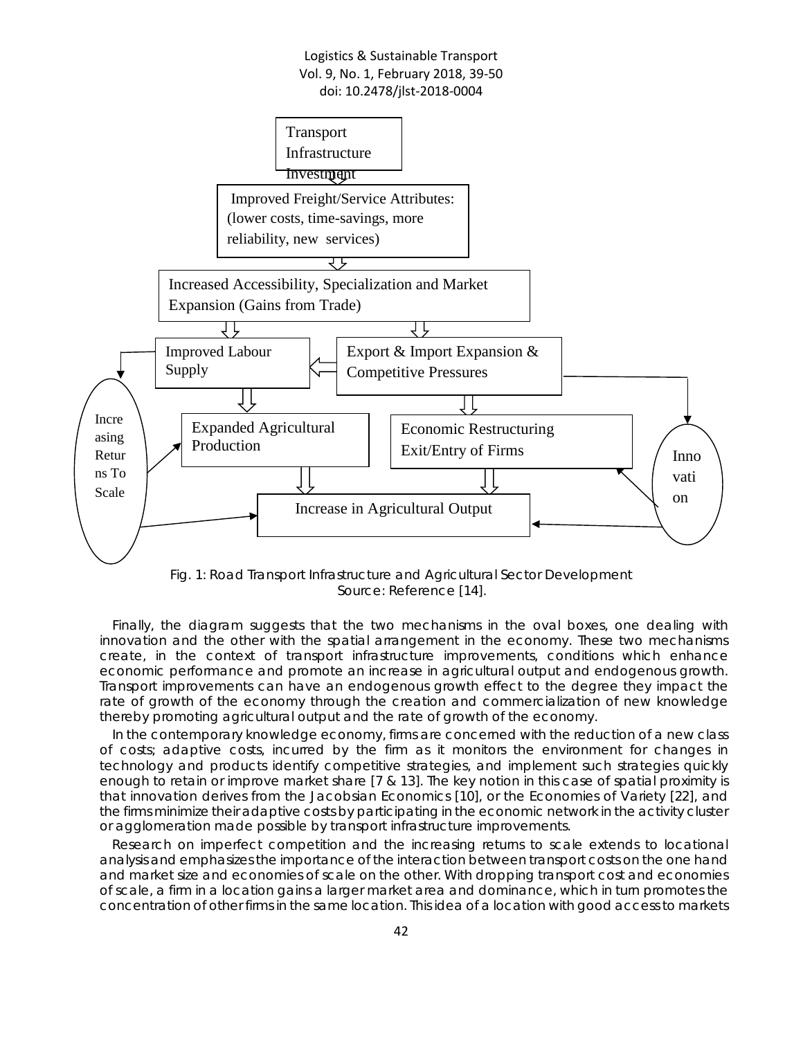Transport Infrastructure Investment

Improved Freight/Service Attributes: (lower costs, time-savings, more reliability, new services)

Increased Accessibility, Specialization and Market Expansion (Gains from Trade)

Improved Labour Supply

Export & Import Expansion & Competitive Pressures

Increasing Returns To Scale

Expanded Agricultural Production

Economic Restructuring Exit/Entry of Firms

Innovation

Increase in Agricultural Output

Fig. 1: Road Transport Infrastructure and Agricultural Sector Development
Source: Reference [14].

Finally, the diagram suggests that the two mechanisms in the oval boxes, one dealing with innovation and the other with the spatial arrangement in the economy. These two mechanisms create, in the context of transport infrastructure improvements, conditions which enhance economic performance and promote an increase in agricultural output and endogenous growth. Transport improvements can have an endogenous growth effect to the degree they impact the rate of growth of the economy through the creation and commercialization of new knowledge thereby promoting agricultural output and the rate of growth of the economy.

In the contemporary knowledge economy, firms are concerned with the reduction of a new class of costs; adaptive costs, incurred by the firm as it monitors the environment for changes in technology and products identify competitive strategies, and implement such strategies quickly enough to retain or improve market share [7 & 13]. The key notion in this case of spatial proximity is that innovation derives from the Jacobsian Economics [10], or the Economies of Variety [22], and the firms minimize their adaptive costs by participating in the economic network in the activity cluster or agglomeration made possible by transport infrastructure improvements.

Research on imperfect competition and the increasing returns to scale extends to locational analysis and emphasizes the importance of the interaction between transport costs on the one hand and market size and economies of scale on the other. With dropping transport cost and economies of scale, a firm in a location gains a larger market area and dominance, which in turn promotes the concentration of other firms in the same location. This idea of a location with good access to markets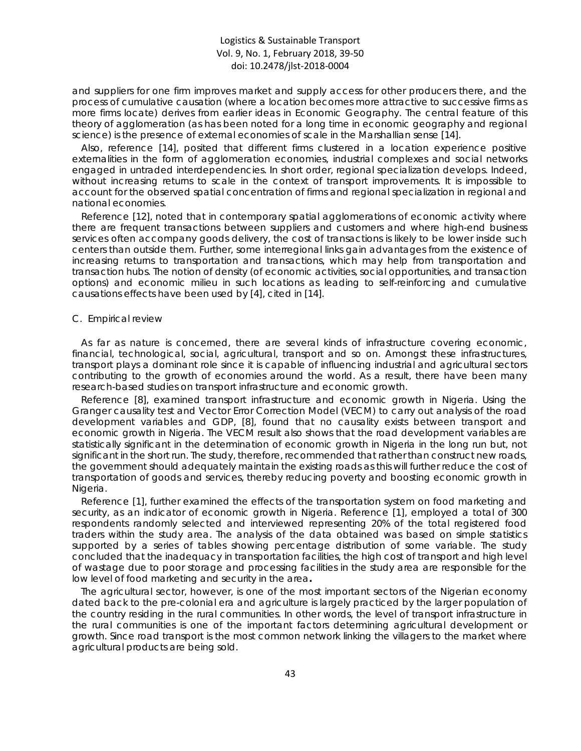and suppliers for one firm improves market and supply access for other producers there, and the process of cumulative causation (where a location becomes more attractive to successive firms as more firms locate) derives from earlier ideas in Economic Geography. The central feature of this theory of agglomeration (as has been noted for a long time in economic geography and regional science) is the presence of external economies of scale in the Marshallian sense [14].

Also, reference [14], posited that different firms clustered in a location experience positive externalities in the form of agglomeration economies, industrial complexes and social networks engaged in untraded interdependencies. In short order, regional specialization develops. Indeed, without increasing returns to scale in the context of transport improvements. It is impossible to account for the observed spatial concentration of firms and regional specialization in regional and national economies.

Reference [12], noted that in contemporary spatial agglomerations of economic activity where there are frequent transactions between suppliers and customers and where high-end business services often accompany goods delivery, the cost of transactions is likely to be lower inside such centers than outside them. Further, some interregional links gain advantages from the existence of increasing returns to transportation and transactions, which may help from transportation and transaction hubs. The notion of density (of economic activities, social opportunities, and transaction options) and economic milieu in such locations as leading to self-reinforcing and cumulative causations effects have been used by [4], cited in [14].

### C. Empirical review

As far as nature is concerned, there are several kinds of infrastructure covering economic, financial, technological, social, agricultural, transport and so on. Amongst these infrastructures, transport plays a dominant role since it is capable of influencing industrial and agricultural sectors contributing to the growth of economies around the world. As a result, there have been many research-based studies on transport infrastructure and economic growth.

Reference [8], examined transport infrastructure and economic growth in Nigeria. Using the Granger causality test and Vector Error Correction Model (VECM) to carry out analysis of the road development variables and GDP, [8], found that no causality exists between transport and economic growth in Nigeria. The VECM result also shows that the road development variables are statistically significant in the determination of economic growth in Nigeria in the long run but, not significant in the short run. The study, therefore, recommended that rather than construct new roads, the government should adequately maintain the existing roads as this will further reduce the cost of transportation of goods and services, thereby reducing poverty and boosting economic growth in Nigeria.

Reference [1], further examined the effects of the transportation system on food marketing and security, as an indicator of economic growth in Nigeria. Reference [1], employed a total of 300 respondents randomly selected and interviewed representing 20% of the total registered food traders within the study area. The analysis of the data obtained was based on simple statistics supported by a series of tables showing percentage distribution of some variable. The study concluded that the inadequacy in transportation facilities, the high cost of transport and high level of wastage due to poor storage and processing facilities in the study area are responsible for the low level of food marketing and security in the area**.**

The agricultural sector, however, is one of the most important sectors of the Nigerian economy dated back to the pre-colonial era and agriculture is largely practiced by the larger population of the country residing in the rural communities. In other words, the level of transport infrastructure in the rural communities is one of the important factors determining agricultural development or growth. Since road transport is the most common network linking the villagers to the market where agricultural products are being sold.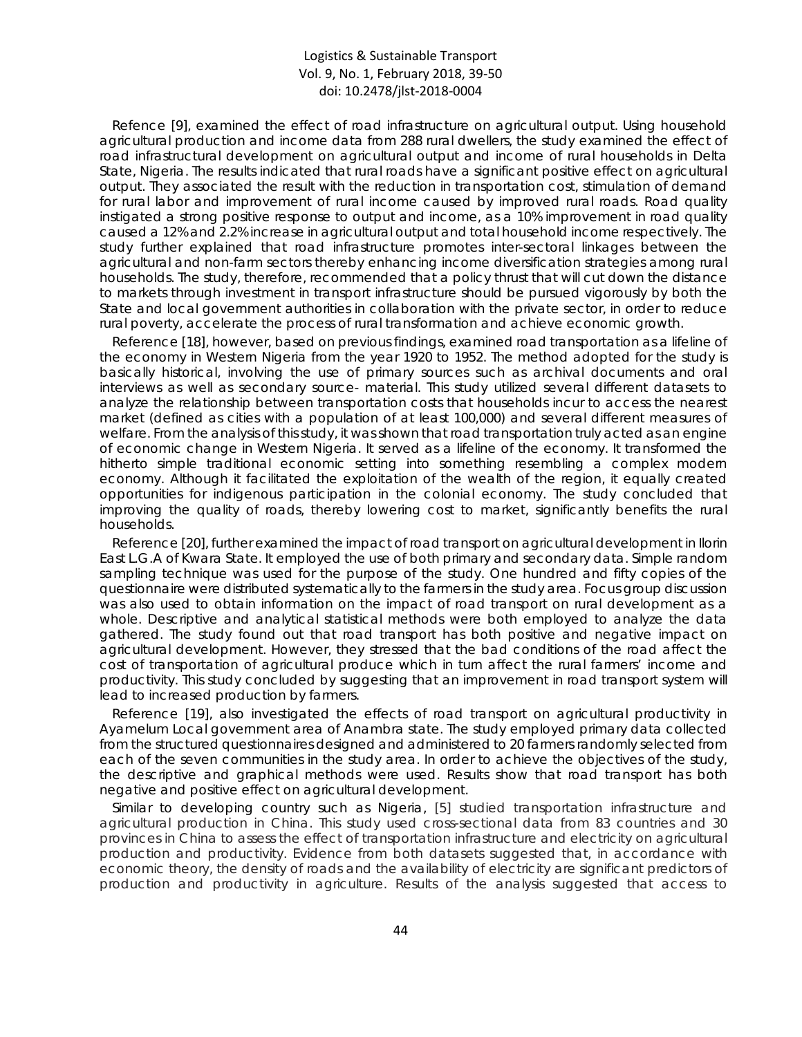Refence [9], examined the effect of road infrastructure on agricultural output. Using household agricultural production and income data from 288 rural dwellers, the study examined the effect of road infrastructural development on agricultural output and income of rural households in Delta State, Nigeria. The results indicated that rural roads have a significant positive effect on agricultural output. They associated the result with the reduction in transportation cost, stimulation of demand for rural labor and improvement of rural income caused by improved rural roads. Road quality instigated a strong positive response to output and income, as a 10% improvement in road quality caused a 12% and 2.2% increase in agricultural output and total household income respectively. The study further explained that road infrastructure promotes inter-sectoral linkages between the agricultural and non-farm sectors thereby enhancing income diversification strategies among rural households. The study, therefore, recommended that a policy thrust that will cut down the distance to markets through investment in transport infrastructure should be pursued vigorously by both the State and local government authorities in collaboration with the private sector, in order to reduce rural poverty, accelerate the process of rural transformation and achieve economic growth.

Reference [18], however, based on previous findings, examined road transportation as a lifeline of the economy in Western Nigeria from the year 1920 to 1952. The method adopted for the study is basically historical, involving the use of primary sources such as archival documents and oral interviews as well as secondary source- material. This study utilized several different datasets to analyze the relationship between transportation costs that households incur to access the nearest market (defined as cities with a population of at least 100,000) and several different measures of welfare. From the analysis of this study, it was shown that road transportation truly acted as an engine of economic change in Western Nigeria. It served as a lifeline of the economy. It transformed the hitherto simple traditional economic setting into something resembling a complex modern economy. Although it facilitated the exploitation of the wealth of the region, it equally created opportunities for indigenous participation in the colonial economy. The study concluded that improving the quality of roads, thereby lowering cost to market, significantly benefits the rural households.

Reference [20], further examined the impact of road transport on agricultural development in Ilorin East L.G.A of Kwara State. It employed the use of both primary and secondary data. Simple random sampling technique was used for the purpose of the study. One hundred and fifty copies of the questionnaire were distributed systematically to the farmers in the study area. Focus group discussion was also used to obtain information on the impact of road transport on rural development as a whole. Descriptive and analytical statistical methods were both employed to analyze the data gathered. The study found out that road transport has both positive and negative impact on agricultural development. However, they stressed that the bad conditions of the road affect the cost of transportation of agricultural produce which in turn affect the rural farmers' income and productivity. This study concluded by suggesting that an improvement in road transport system will lead to increased production by farmers.

Reference [19], also investigated the effects of road transport on agricultural productivity in Ayamelum Local government area of Anambra state. The study employed primary data collected from the structured questionnaires designed and administered to 20 farmers randomly selected from each of the seven communities in the study area. In order to achieve the objectives of the study, the descriptive and graphical methods were used. Results show that road transport has both negative and positive effect on agricultural development.

Similar to developing country such as Nigeria, [5] studied transportation infrastructure and agricultural production in China. This study used cross-sectional data from 83 countries and 30 provinces in China to assess the effect of transportation infrastructure and electricity on agricultural production and productivity. Evidence from both datasets suggested that, in accordance with economic theory, the density of roads and the availability of electricity are significant predictors of production and productivity in agriculture. Results of the analysis suggested that access to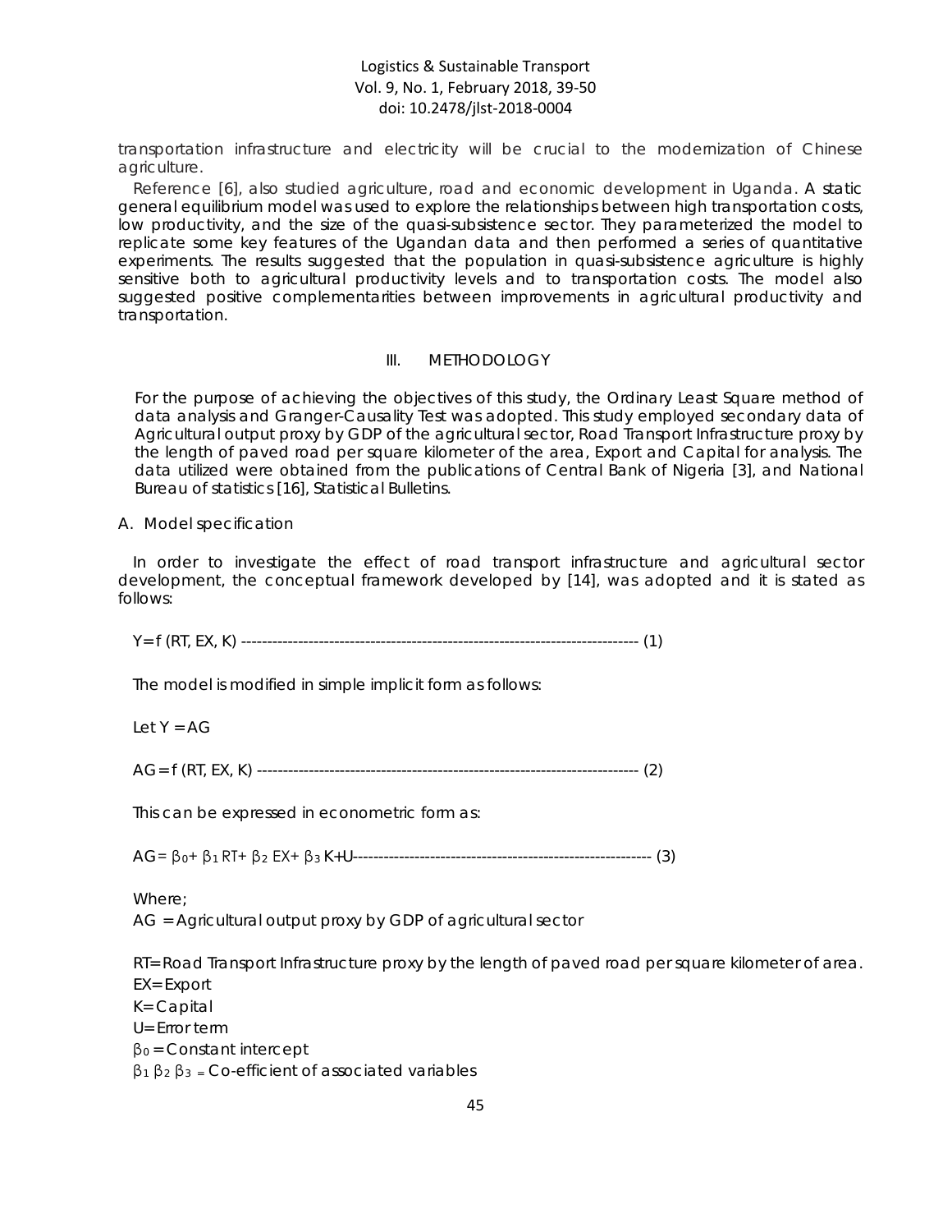transportation infrastructure and electricity will be crucial to the modernization of Chinese agriculture.

Reference [6], also studied agriculture, road and economic development in Uganda. A static general equilibrium model was used to explore the relationships between high transportation costs, low productivity, and the size of the quasi-subsistence sector. They parameterized the model to replicate some key features of the Ugandan data and then performed a series of quantitative experiments. The results suggested that the population in quasi-subsistence agriculture is highly sensitive both to agricultural productivity levels and to transportation costs. The model also suggested positive complementarities between improvements in agricultural productivity and transportation.

## III. METHODOLOGY

For the purpose of achieving the objectives of this study, the Ordinary Least Square method of data analysis and Granger-Causality Test was adopted. This study employed secondary data of Agricultural output proxy by GDP of the agricultural sector, Road Transport Infrastructure proxy by the length of paved road per square kilometer of the area, Export and Capital for analysis. The data utilized were obtained from the publications of Central Bank of Nigeria [3], and National Bureau of statistics [16], Statistical Bulletins.

### A. Model specification

In order to investigate the effect of road transport infrastructure and agricultural sector development, the conceptual framework developed by [14], was adopted and it is stated as follows:

$$Y= f\ (RT, EX, K) \qquad (1)$$

The model is modified in simple implicit form as follows:

Let Y = AG

$$AG= f\ (RT, EX, K) \qquad (2)$$

This can be expressed in econometric form as:

$$AG= \beta_0+ \beta_1 RT+ \beta_2 EX+ \beta_3 K+U \qquad (3)$$

Where;

AG = Agricultural output proxy by GDP of agricultural sector

RT= Road Transport Infrastructure proxy by the length of paved road per square kilometer of area.

EX= Export

K= Capital

U= Error term

$\beta_0$ = Constant intercept

$\beta_1\ \beta_2\ \beta_3$ = Co-efficient of associated variables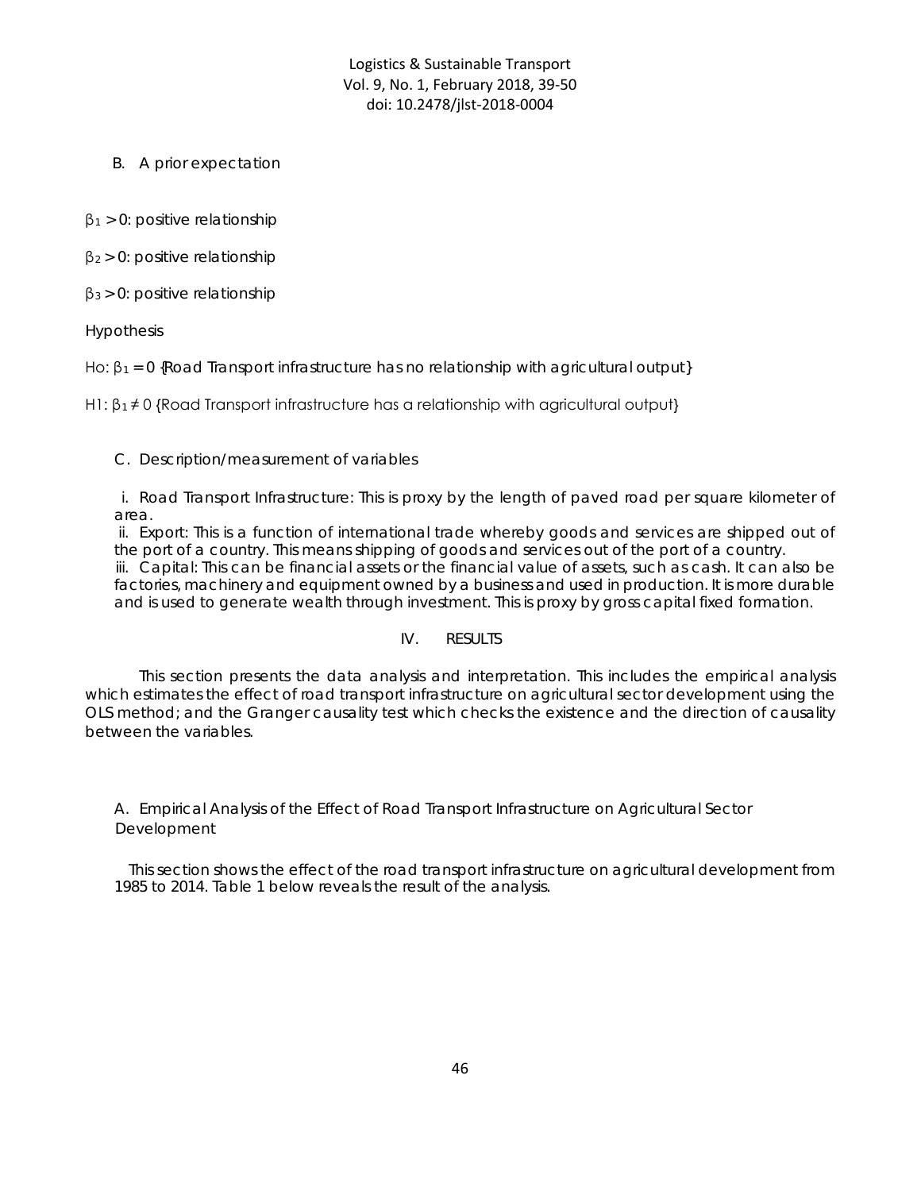### B. A prior expectation

$\beta_1 > 0$: positive relationship

$\beta_2 > 0$: positive relationship

$\beta_3 > 0$: positive relationship

Hypothesis

Ho: $\beta_1 = 0$ {Road Transport infrastructure has no relationship with agricultural output}

H1: $\beta_1 \neq 0$ {Road Transport infrastructure has a relationship with agricultural output}

### C. Description/measurement of variables

i. Road Transport Infrastructure: This is proxy by the length of paved road per square kilometer of area.
ii. Export: This is a function of international trade whereby goods and services are shipped out of the port of a country. This means shipping of goods and services out of the port of a country.
iii. Capital: This can be financial assets or the financial value of assets, such as cash. It can also be factories, machinery and equipment owned by a business and used in production. It is more durable and is used to generate wealth through investment. This is proxy by gross capital fixed formation.

## IV. RESULTS

This section presents the data analysis and interpretation. This includes the empirical analysis which estimates the effect of road transport infrastructure on agricultural sector development using the OLS method; and the Granger causality test which checks the existence and the direction of causality between the variables.

### A. Empirical Analysis of the Effect of Road Transport Infrastructure on Agricultural Sector Development

This section shows the effect of the road transport infrastructure on agricultural development from 1985 to 2014. Table 1 below reveals the result of the analysis.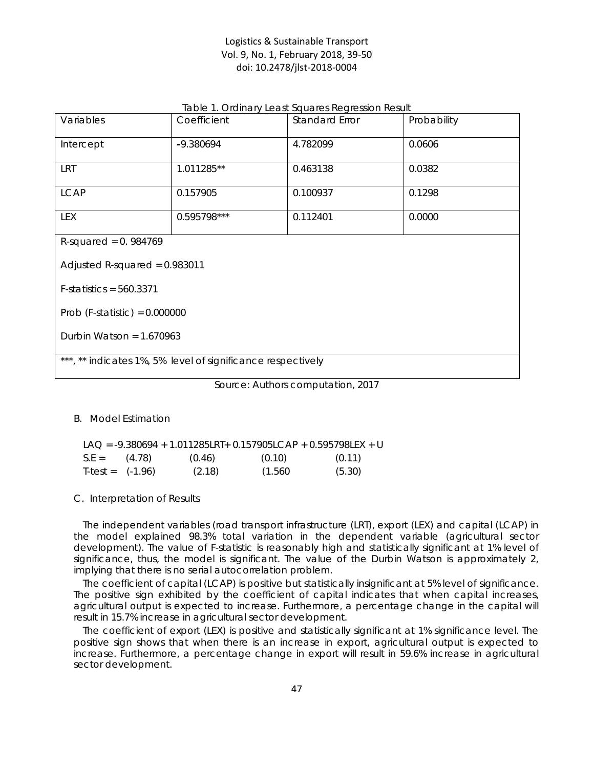Table 1. Ordinary Least Squares Regression Result

| Variables | Coefficient | Standard Error | Probability |
|---|---|---|---|
| Intercept | -9.380694 | 4.782099 | 0.0606 |
| LRT | 1.011285** | 0.463138 | 0.0382 |
| LCAP | 0.157905 | 0.100937 | 0.1298 |
| LEX | 0.595798*** | 0.112401 | 0.0000 |
| R-squared = 0. 984769 | | | |
| Adjusted R-squared = 0.983011 | | | |
| F-statistics = 560.3371 | | | |
| Prob (F-statistic) = 0.000000 | | | |
| Durbin Watson = 1.670963 | | | |
| ***, ** indicates 1%, 5% level of significance respectively | | | |

Source: Authors computation, 2017

B. Model Estimation

$$LAQ = -9.380694 + 1.011285LRT + 0.157905LCAP + 0.595798LEX + U$$

| | | | | |
|---|---|---|---|---|
| S.E = | (4.78) | (0.46) | (0.10) | (0.11) |
| T-test = | (-1.96) | (2.18) | (1.560 | (5.30) |

C. Interpretation of Results

The independent variables (road transport infrastructure (LRT), export (LEX) and capital (LCAP) in the model explained 98.3% total variation in the dependent variable (agricultural sector development). The value of F-statistic is reasonably high and statistically significant at 1% level of significance, thus, the model is significant. The value of the Durbin Watson is approximately 2, implying that there is no serial autocorrelation problem.

The coefficient of capital (LCAP) is positive but statistically insignificant at 5% level of significance. The positive sign exhibited by the coefficient of capital indicates that when capital increases, agricultural output is expected to increase. Furthermore, a percentage change in the capital will result in 15.7% increase in agricultural sector development.

The coefficient of export (LEX) is positive and statistically significant at 1% significance level. The positive sign shows that when there is an increase in export, agricultural output is expected to increase. Furthermore, a percentage change in export will result in 59.6% increase in agricultural sector development.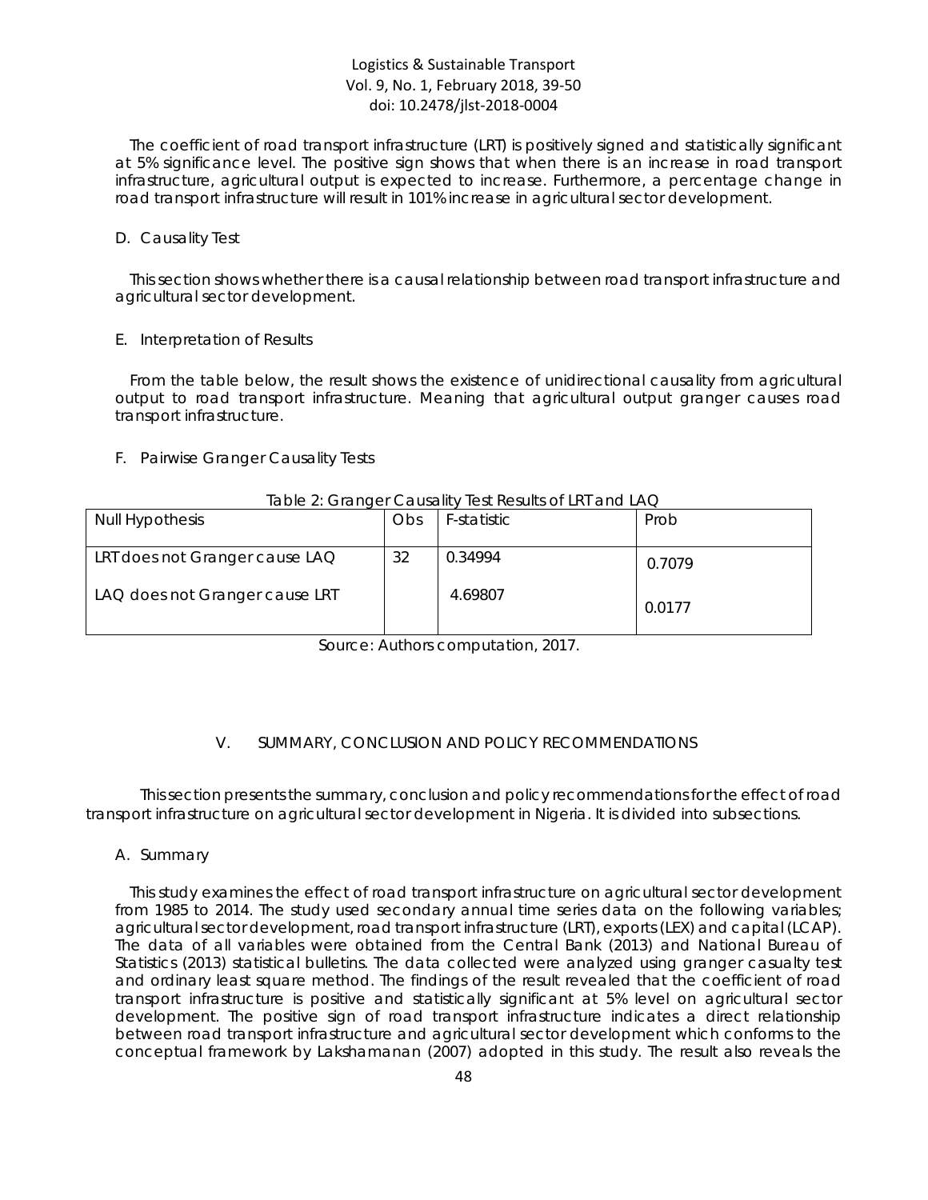The coefficient of road transport infrastructure (LRT) is positively signed and statistically significant at 5% significance level. The positive sign shows that when there is an increase in road transport infrastructure, agricultural output is expected to increase. Furthermore, a percentage change in road transport infrastructure will result in 101% increase in agricultural sector development.

### D. Causality Test

This section shows whether there is a causal relationship between road transport infrastructure and agricultural sector development.

### E. Interpretation of Results

From the table below, the result shows the existence of unidirectional causality from agricultural output to road transport infrastructure. Meaning that agricultural output granger causes road transport infrastructure.

### F. Pairwise Granger Causality Tests

Table 2: Granger Causality Test Results of LRT and LAQ

| Null Hypothesis | Obs | F-statistic | Prob |
|---|---|---|---|
| LRT does not Granger cause LAQ | 32 | 0.34994 | 0.7079 |
| LAQ does not Granger cause LRT | | 4.69807 | 0.0177 |

Source: Authors computation, 2017.

## V. SUMMARY, CONCLUSION AND POLICY RECOMMENDATIONS

This section presents the summary, conclusion and policy recommendations for the effect of road transport infrastructure on agricultural sector development in Nigeria. It is divided into subsections.

### A. Summary

This study examines the effect of road transport infrastructure on agricultural sector development from 1985 to 2014. The study used secondary annual time series data on the following variables; agricultural sector development, road transport infrastructure (LRT), exports (LEX) and capital (LCAP). The data of all variables were obtained from the Central Bank (2013) and National Bureau of Statistics (2013) statistical bulletins. The data collected were analyzed using granger casualty test and ordinary least square method. The findings of the result revealed that the coefficient of road transport infrastructure is positive and statistically significant at 5% level on agricultural sector development. The positive sign of road transport infrastructure indicates a direct relationship between road transport infrastructure and agricultural sector development which conforms to the conceptual framework by Lakshamanan (2007) adopted in this study. The result also reveals the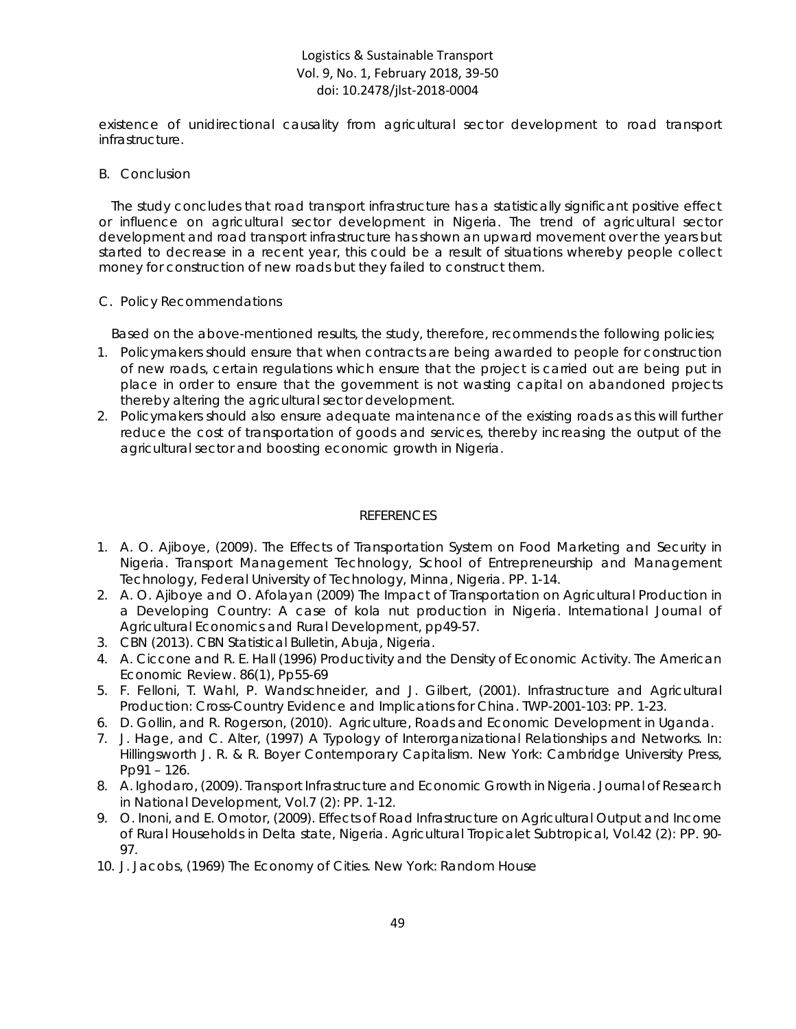existence of unidirectional causality from agricultural sector development to road transport infrastructure.

B. Conclusion

The study concludes that road transport infrastructure has a statistically significant positive effect or influence on agricultural sector development in Nigeria. The trend of agricultural sector development and road transport infrastructure has shown an upward movement over the years but started to decrease in a recent year, this could be a result of situations whereby people collect money for construction of new roads but they failed to construct them.

C. Policy Recommendations

Based on the above-mentioned results, the study, therefore, recommends the following policies;

1. Policymakers should ensure that when contracts are being awarded to people for construction of new roads, certain regulations which ensure that the project is carried out are being put in place in order to ensure that the government is not wasting capital on abandoned projects thereby altering the agricultural sector development.
2. Policymakers should also ensure adequate maintenance of the existing roads as this will further reduce the cost of transportation of goods and services, thereby increasing the output of the agricultural sector and boosting economic growth in Nigeria.

## REFERENCES

1. A. O. Ajiboye, (2009). The Effects of Transportation System on Food Marketing and Security in Nigeria. Transport Management Technology, School of Entrepreneurship and Management Technology, Federal University of Technology, Minna, Nigeria. PP. 1-14.
2. A. O. Ajiboye and O. Afolayan (2009) The Impact of Transportation on Agricultural Production in a Developing Country: A case of kola nut production in Nigeria. International Journal of Agricultural Economics and Rural Development, pp49-57.
3. CBN (2013). CBN Statistical Bulletin, Abuja, Nigeria.
4. A. Ciccone and R. E. Hall (1996) Productivity and the Density of Economic Activity. The American Economic Review. 86(1), Pp55-69
5. F. Felloni, T. Wahl, P. Wandschneider, and J. Gilbert, (2001). Infrastructure and Agricultural Production: Cross-Country Evidence and Implications for China. TWP-2001-103: PP. 1-23.
6. D. Gollin, and R. Rogerson, (2010). Agriculture, Roads and Economic Development in Uganda.
7. J. Hage, and C. Alter, (1997) A Typology of Interorganizational Relationships and Networks. In: Hillingsworth J. R. & R. Boyer Contemporary Capitalism. New York: Cambridge University Press, Pp91 – 126.
8. A. Ighodaro, (2009). Transport Infrastructure and Economic Growth in Nigeria. Journal of Research in National Development, Vol.7 (2): PP. 1-12.
9. O. Inoni, and E. Omotor, (2009). Effects of Road Infrastructure on Agricultural Output and Income of Rural Households in Delta state, Nigeria. Agricultural Tropicalet Subtropical, Vol.42 (2): PP. 90-97.
10. J. Jacobs, (1969) The Economy of Cities. New York: Random House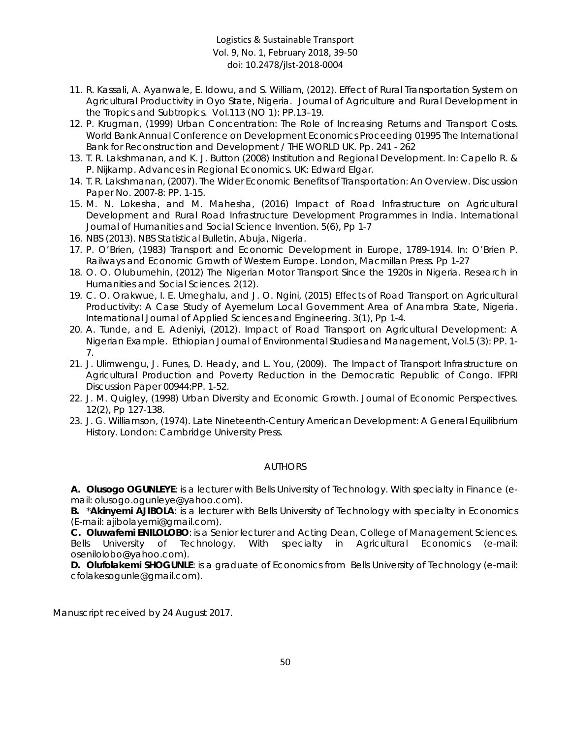11. R. Kassali, A. Ayanwale, E. Idowu, and S. William, (2012). Effect of Rural Transportation System on Agricultural Productivity in Oyo State, Nigeria. Journal of Agriculture and Rural Development in the Tropics and Subtropics. Vol.113 (NO 1): PP.13–19.
12. P. Krugman, (1999) Urban Concentration: The Role of Increasing Returns and Transport Costs. World Bank Annual Conference on Development Economics Proceeding 01995 The International Bank for Reconstruction and Development / THE WORLD UK. Pp. 241 - 262
13. T. R. Lakshmanan, and K. J. Button (2008) Institution and Regional Development. In: Capello R. & P. Nijkamp. Advances in Regional Economics. UK: Edward Elgar.
14. T. R. Lakshmanan, (2007). The Wider Economic Benefits of Transportation: An Overview. Discussion Paper No. 2007-8: PP. 1-15.
15. M. N. Lokesha, and M. Mahesha, (2016) Impact of Road Infrastructure on Agricultural Development and Rural Road Infrastructure Development Programmes in India. International Journal of Humanities and Social Science Invention. 5(6), Pp 1-7
16. NBS (2013). NBS Statistical Bulletin, Abuja, Nigeria.
17. P. O'Brien, (1983) Transport and Economic Development in Europe, 1789-1914. In: O'Brien P. Railways and Economic Growth of Western Europe. London, Macmillan Press. Pp 1-27
18. O. O. Olubumehin, (2012) The Nigerian Motor Transport Since the 1920s in Nigeria. Research in Humanities and Social Sciences. 2(12).
19. C. O. Orakwue, I. E. Umeghalu, and J. O. Ngini, (2015) Effects of Road Transport on Agricultural Productivity: A Case Study of Ayemelum Local Government Area of Anambra State, Nigeria. International Journal of Applied Sciences and Engineering. 3(1), Pp 1-4.
20. A. Tunde, and E. Adeniyi, (2012). Impact of Road Transport on Agricultural Development: A Nigerian Example. Ethiopian Journal of Environmental Studies and Management, Vol.5 (3): PP. 1-7.
21. J. Ulimwengu, J. Funes, D. Heady, and L. You, (2009). The Impact of Transport Infrastructure on Agricultural Production and Poverty Reduction in the Democratic Republic of Congo. IFPRI Discussion Paper 00944:PP. 1-52.
22. J. M. Quigley, (1998) Urban Diversity and Economic Growth. Journal of Economic Perspectives. 12(2), Pp 127-138.
23. J. G. Williamson, (1974). Late Nineteenth-Century American Development: A General Equilibrium History. London: Cambridge University Press.

## AUTHORS

**A. Olusogo OGUNLEYE**: is a lecturer with Bells University of Technology. With specialty in Finance (e-mail: olusogo.ogunleye@yahoo.com).

**B.** \***Akinyemi AJIBOLA**: is a lecturer with Bells University of Technology with specialty in Economics (E-mail: ajibolayemi@gmail.com).

**C. Oluwafemi ENILOLOBO**: is a Senior lecturer and Acting Dean, College of Management Sciences. Bells University of Technology. With specialty in Agricultural Economics (e-mail: osenilolobo@yahoo.com).

**D. Olufolakemi SHOGUNLE**: is a graduate of Economics from Bells University of Technology (e-mail: cfolakesogunle@gmail.com).

Manuscript received by 24 August 2017.